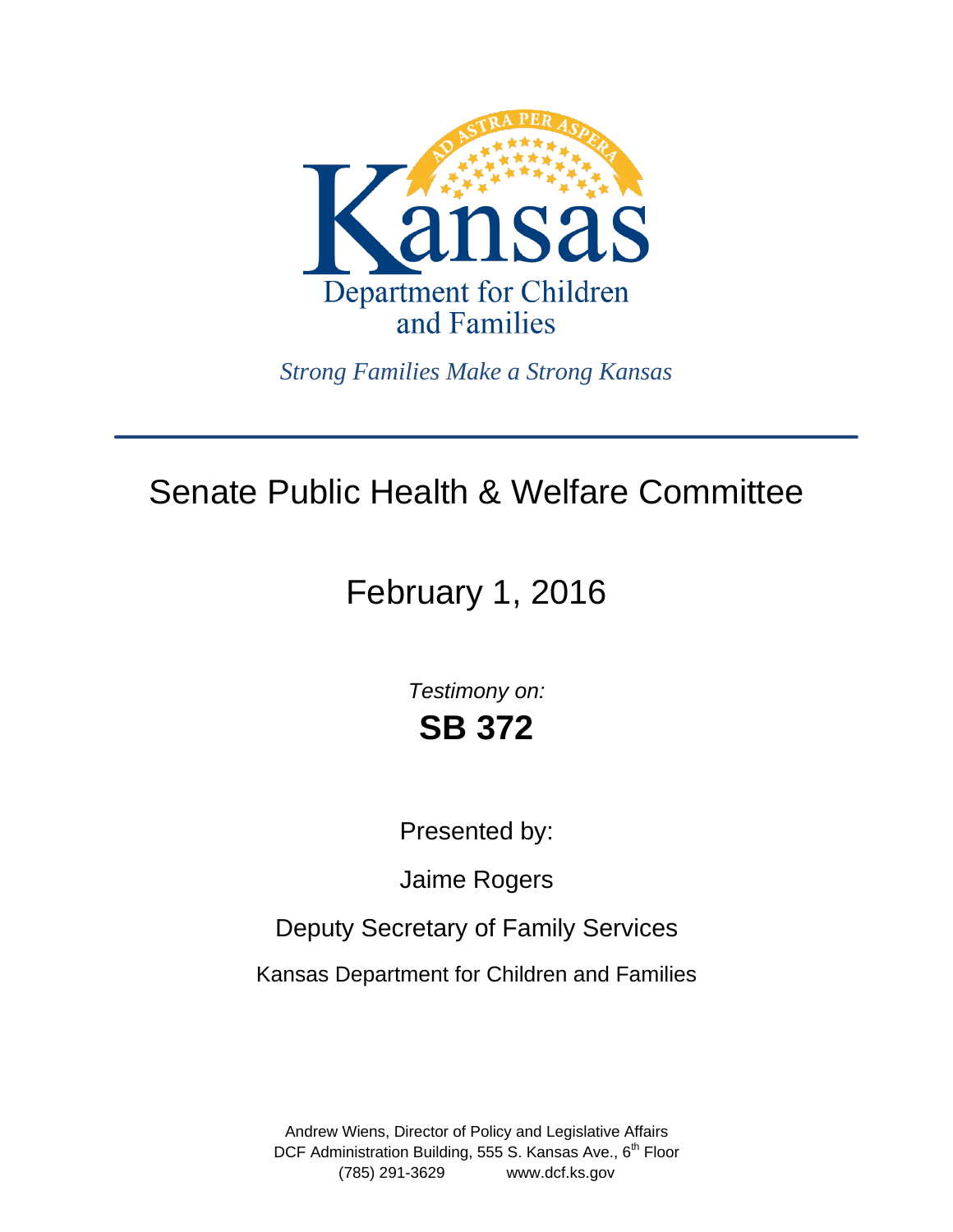Kansas

Department for Children and Families

*Strong Families Make a Strong Kansas*

---

# Senate Public Health & Welfare Committee

## February 1, 2016

*Testimony on:*

**SB 372**

Presented by:

Jaime Rogers

Deputy Secretary of Family Services

Kansas Department for Children and Families

Andrew Wiens, Director of Policy and Legislative Affairs
DCF Administration Building, 555 S. Kansas Ave., 6th Floor
(785) 291-3629 www.dcf.ks.gov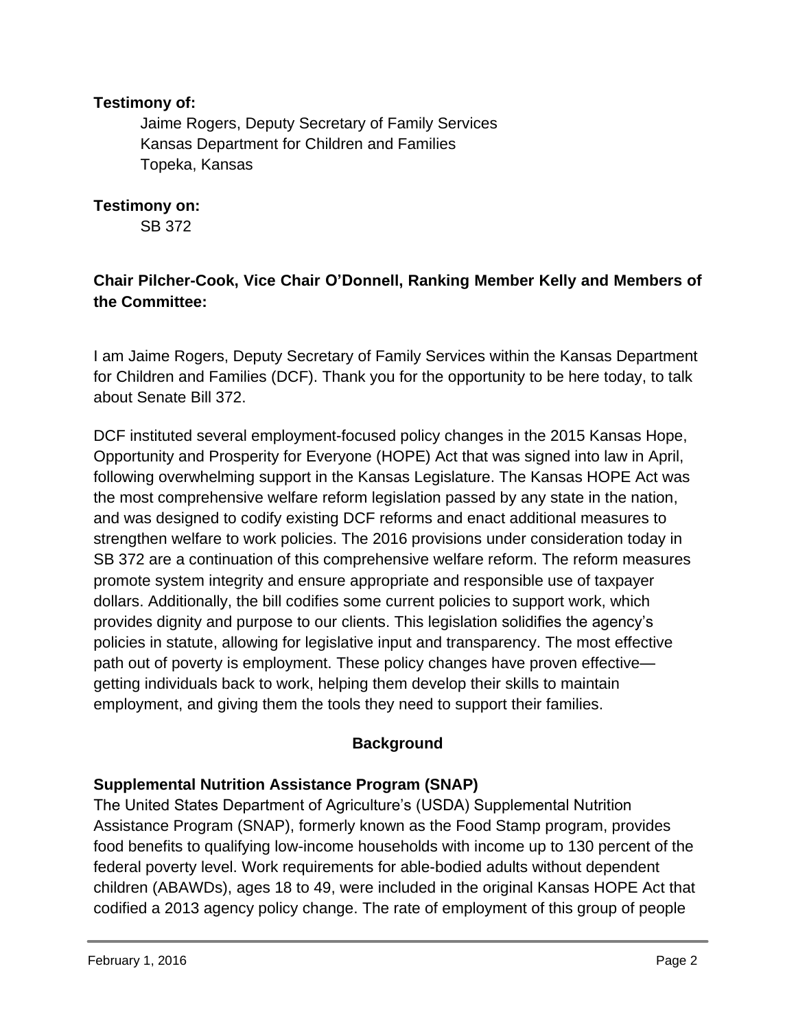**Testimony of:**

Jaime Rogers, Deputy Secretary of Family Services
Kansas Department for Children and Families
Topeka, Kansas

**Testimony on:**

SB 372

**Chair Pilcher-Cook, Vice Chair O'Donnell, Ranking Member Kelly and Members of the Committee:**

I am Jaime Rogers, Deputy Secretary of Family Services within the Kansas Department for Children and Families (DCF). Thank you for the opportunity to be here today, to talk about Senate Bill 372.

DCF instituted several employment-focused policy changes in the 2015 Kansas Hope, Opportunity and Prosperity for Everyone (HOPE) Act that was signed into law in April, following overwhelming support in the Kansas Legislature. The Kansas HOPE Act was the most comprehensive welfare reform legislation passed by any state in the nation, and was designed to codify existing DCF reforms and enact additional measures to strengthen welfare to work policies. The 2016 provisions under consideration today in SB 372 are a continuation of this comprehensive welfare reform. The reform measures promote system integrity and ensure appropriate and responsible use of taxpayer dollars. Additionally, the bill codifies some current policies to support work, which provides dignity and purpose to our clients. This legislation solidifies the agency's policies in statute, allowing for legislative input and transparency. The most effective path out of poverty is employment. These policy changes have proven effective—getting individuals back to work, helping them develop their skills to maintain employment, and giving them the tools they need to support their families.

## Background

### Supplemental Nutrition Assistance Program (SNAP)

The United States Department of Agriculture's (USDA) Supplemental Nutrition Assistance Program (SNAP), formerly known as the Food Stamp program, provides food benefits to qualifying low-income households with income up to 130 percent of the federal poverty level. Work requirements for able-bodied adults without dependent children (ABAWDs), ages 18 to 49, were included in the original Kansas HOPE Act that codified a 2013 agency policy change. The rate of employment of this group of people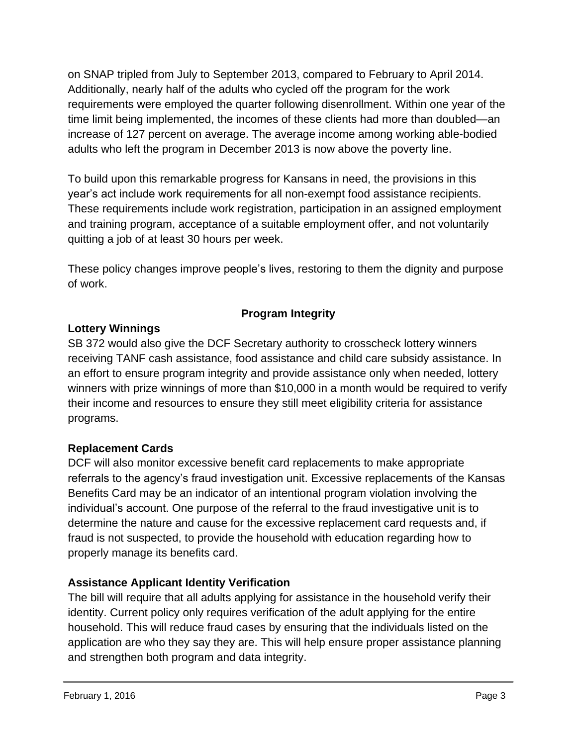on SNAP tripled from July to September 2013, compared to February to April 2014. Additionally, nearly half of the adults who cycled off the program for the work requirements were employed the quarter following disenrollment. Within one year of the time limit being implemented, the incomes of these clients had more than doubled—an increase of 127 percent on average. The average income among working able-bodied adults who left the program in December 2013 is now above the poverty line.

To build upon this remarkable progress for Kansans in need, the provisions in this year's act include work requirements for all non-exempt food assistance recipients. These requirements include work registration, participation in an assigned employment and training program, acceptance of a suitable employment offer, and not voluntarily quitting a job of at least 30 hours per week.

These policy changes improve people's lives, restoring to them the dignity and purpose of work.

## Program Integrity

### Lottery Winnings

SB 372 would also give the DCF Secretary authority to crosscheck lottery winners receiving TANF cash assistance, food assistance and child care subsidy assistance. In an effort to ensure program integrity and provide assistance only when needed, lottery winners with prize winnings of more than $10,000 in a month would be required to verify their income and resources to ensure they still meet eligibility criteria for assistance programs.

### Replacement Cards

DCF will also monitor excessive benefit card replacements to make appropriate referrals to the agency's fraud investigation unit. Excessive replacements of the Kansas Benefits Card may be an indicator of an intentional program violation involving the individual's account. One purpose of the referral to the fraud investigative unit is to determine the nature and cause for the excessive replacement card requests and, if fraud is not suspected, to provide the household with education regarding how to properly manage its benefits card.

### Assistance Applicant Identity Verification

The bill will require that all adults applying for assistance in the household verify their identity. Current policy only requires verification of the adult applying for the entire household. This will reduce fraud cases by ensuring that the individuals listed on the application are who they say they are. This will help ensure proper assistance planning and strengthen both program and data integrity.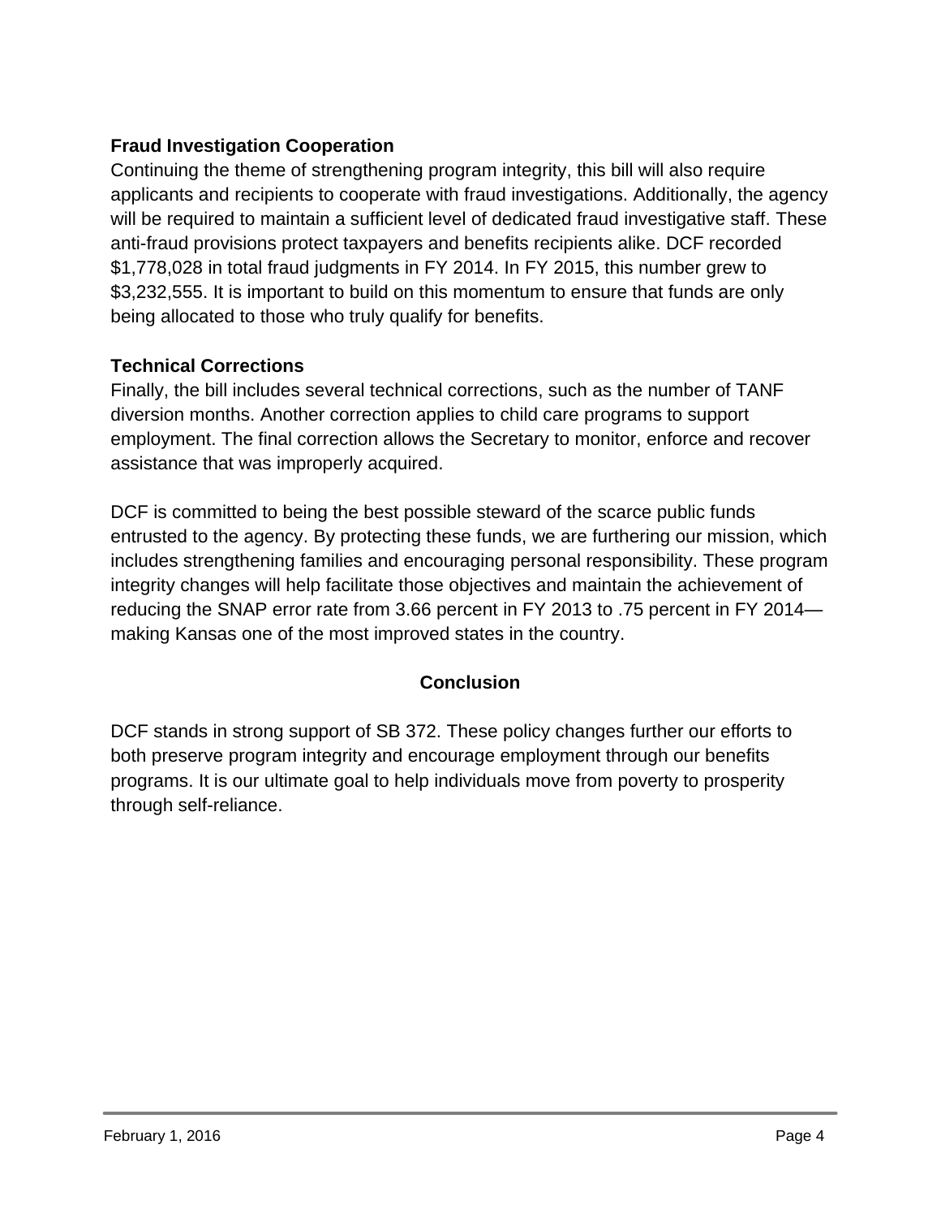**Fraud Investigation Cooperation**

Continuing the theme of strengthening program integrity, this bill will also require applicants and recipients to cooperate with fraud investigations. Additionally, the agency will be required to maintain a sufficient level of dedicated fraud investigative staff. These anti-fraud provisions protect taxpayers and benefits recipients alike. DCF recorded $1,778,028 in total fraud judgments in FY 2014. In FY 2015, this number grew to $3,232,555. It is important to build on this momentum to ensure that funds are only being allocated to those who truly qualify for benefits.

**Technical Corrections**

Finally, the bill includes several technical corrections, such as the number of TANF diversion months. Another correction applies to child care programs to support employment. The final correction allows the Secretary to monitor, enforce and recover assistance that was improperly acquired.

DCF is committed to being the best possible steward of the scarce public funds entrusted to the agency. By protecting these funds, we are furthering our mission, which includes strengthening families and encouraging personal responsibility. These program integrity changes will help facilitate those objectives and maintain the achievement of reducing the SNAP error rate from 3.66 percent in FY 2013 to .75 percent in FY 2014—making Kansas one of the most improved states in the country.

## Conclusion

DCF stands in strong support of SB 372. These policy changes further our efforts to both preserve program integrity and encourage employment through our benefits programs. It is our ultimate goal to help individuals move from poverty to prosperity through self-reliance.